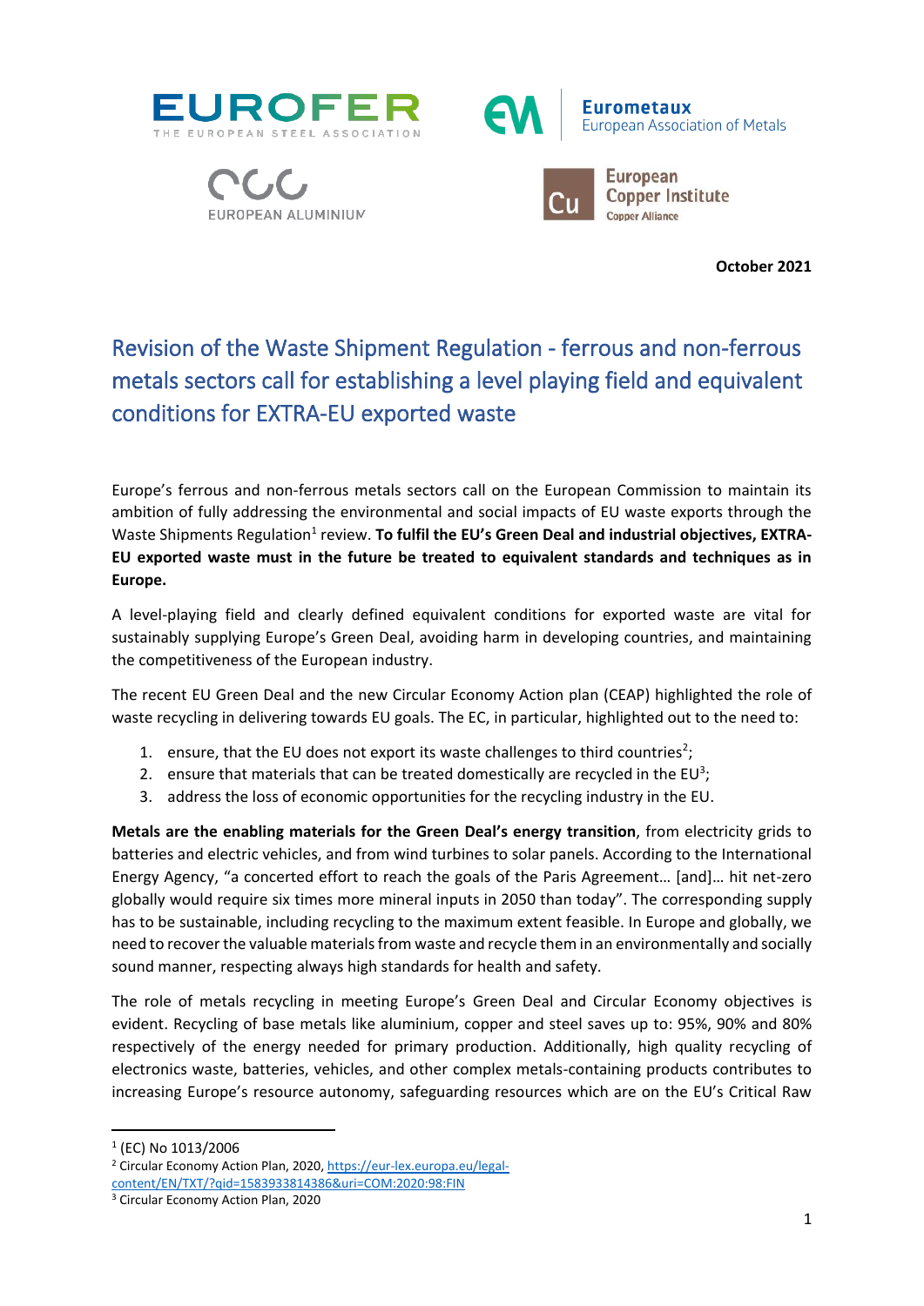EUROFER THE EUROPEAN STEEL ASSOCIATION

Eurometaux European Association of Metals

EUROPEAN ALUMINIUM

European Copper Institute Copper Alliance

**October 2021**

# Revision of the Waste Shipment Regulation - ferrous and non-ferrous metals sectors call for establishing a level playing field and equivalent conditions for EXTRA-EU exported waste

Europe's ferrous and non-ferrous metals sectors call on the European Commission to maintain its ambition of fully addressing the environmental and social impacts of EU waste exports through the Waste Shipments Regulation[1] review. **To fulfil the EU's Green Deal and industrial objectives, EXTRA-EU exported waste must in the future be treated to equivalent standards and techniques as in Europe.**

A level-playing field and clearly defined equivalent conditions for exported waste are vital for sustainably supplying Europe's Green Deal, avoiding harm in developing countries, and maintaining the competitiveness of the European industry.

The recent EU Green Deal and the new Circular Economy Action plan (CEAP) highlighted the role of waste recycling in delivering towards EU goals. The EC, in particular, highlighted out to the need to:

1. ensure, that the EU does not export its waste challenges to third countries[2];
2. ensure that materials that can be treated domestically are recycled in the EU[3];
3. address the loss of economic opportunities for the recycling industry in the EU.

**Metals are the enabling materials for the Green Deal's energy transition**, from electricity grids to batteries and electric vehicles, and from wind turbines to solar panels. According to the International Energy Agency, "a concerted effort to reach the goals of the Paris Agreement… [and]… hit net-zero globally would require six times more mineral inputs in 2050 than today". The corresponding supply has to be sustainable, including recycling to the maximum extent feasible. In Europe and globally, we need to recover the valuable materials from waste and recycle them in an environmentally and socially sound manner, respecting always high standards for health and safety.

The role of metals recycling in meeting Europe's Green Deal and Circular Economy objectives is evident. Recycling of base metals like aluminium, copper and steel saves up to: 95%, 90% and 80% respectively of the energy needed for primary production. Additionally, high quality recycling of electronics waste, batteries, vehicles, and other complex metals-containing products contributes to increasing Europe's resource autonomy, safeguarding resources which are on the EU's Critical Raw

---

[1] (EC) No 1013/2006

[2] Circular Economy Action Plan, 2020, https://eur-lex.europa.eu/legal-content/EN/TXT/?qid=1583933814386&uri=COM:2020:98:FIN

[3] Circular Economy Action Plan, 2020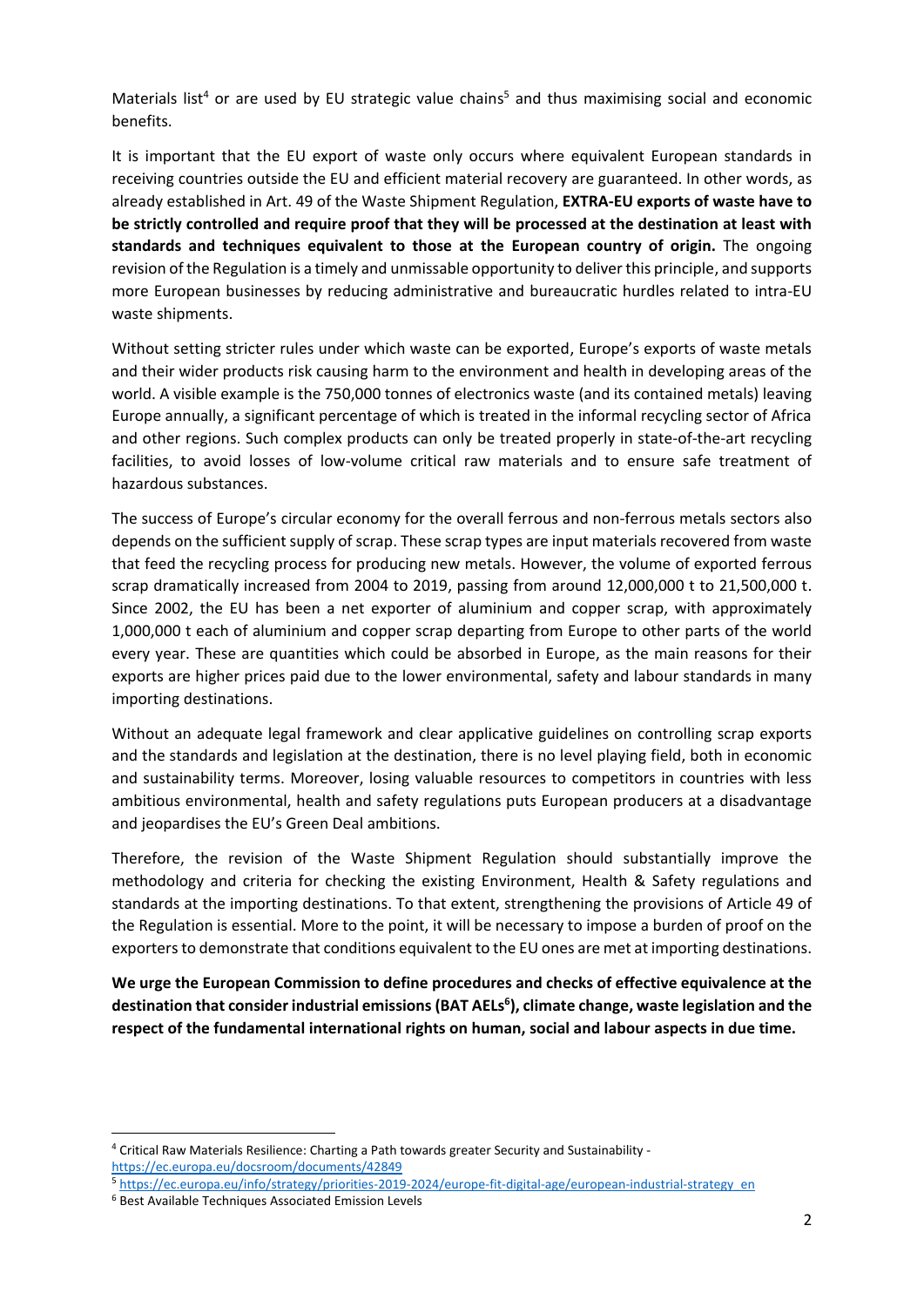Materials list[4] or are used by EU strategic value chains[5] and thus maximising social and economic benefits.

It is important that the EU export of waste only occurs where equivalent European standards in receiving countries outside the EU and efficient material recovery are guaranteed. In other words, as already established in Art. 49 of the Waste Shipment Regulation, **EXTRA-EU exports of waste have to be strictly controlled and require proof that they will be processed at the destination at least with standards and techniques equivalent to those at the European country of origin.** The ongoing revision of the Regulation is a timely and unmissable opportunity to deliver this principle, and supports more European businesses by reducing administrative and bureaucratic hurdles related to intra-EU waste shipments.

Without setting stricter rules under which waste can be exported, Europe's exports of waste metals and their wider products risk causing harm to the environment and health in developing areas of the world. A visible example is the 750,000 tonnes of electronics waste (and its contained metals) leaving Europe annually, a significant percentage of which is treated in the informal recycling sector of Africa and other regions. Such complex products can only be treated properly in state-of-the-art recycling facilities, to avoid losses of low-volume critical raw materials and to ensure safe treatment of hazardous substances.

The success of Europe's circular economy for the overall ferrous and non-ferrous metals sectors also depends on the sufficient supply of scrap. These scrap types are input materials recovered from waste that feed the recycling process for producing new metals. However, the volume of exported ferrous scrap dramatically increased from 2004 to 2019, passing from around 12,000,000 t to 21,500,000 t. Since 2002, the EU has been a net exporter of aluminium and copper scrap, with approximately 1,000,000 t each of aluminium and copper scrap departing from Europe to other parts of the world every year. These are quantities which could be absorbed in Europe, as the main reasons for their exports are higher prices paid due to the lower environmental, safety and labour standards in many importing destinations.

Without an adequate legal framework and clear applicative guidelines on controlling scrap exports and the standards and legislation at the destination, there is no level playing field, both in economic and sustainability terms. Moreover, losing valuable resources to competitors in countries with less ambitious environmental, health and safety regulations puts European producers at a disadvantage and jeopardises the EU's Green Deal ambitions.

Therefore, the revision of the Waste Shipment Regulation should substantially improve the methodology and criteria for checking the existing Environment, Health & Safety regulations and standards at the importing destinations. To that extent, strengthening the provisions of Article 49 of the Regulation is essential. More to the point, it will be necessary to impose a burden of proof on the exporters to demonstrate that conditions equivalent to the EU ones are met at importing destinations.

**We urge the European Commission to define procedures and checks of effective equivalence at the destination that consider industrial emissions (BAT AELs[6]), climate change, waste legislation and the respect of the fundamental international rights on human, social and labour aspects in due time.**

---

[4] Critical Raw Materials Resilience: Charting a Path towards greater Security and Sustainability - https://ec.europa.eu/docsroom/documents/42849

[5] https://ec.europa.eu/info/strategy/priorities-2019-2024/europe-fit-digital-age/european-industrial-strategy_en

[6] Best Available Techniques Associated Emission Levels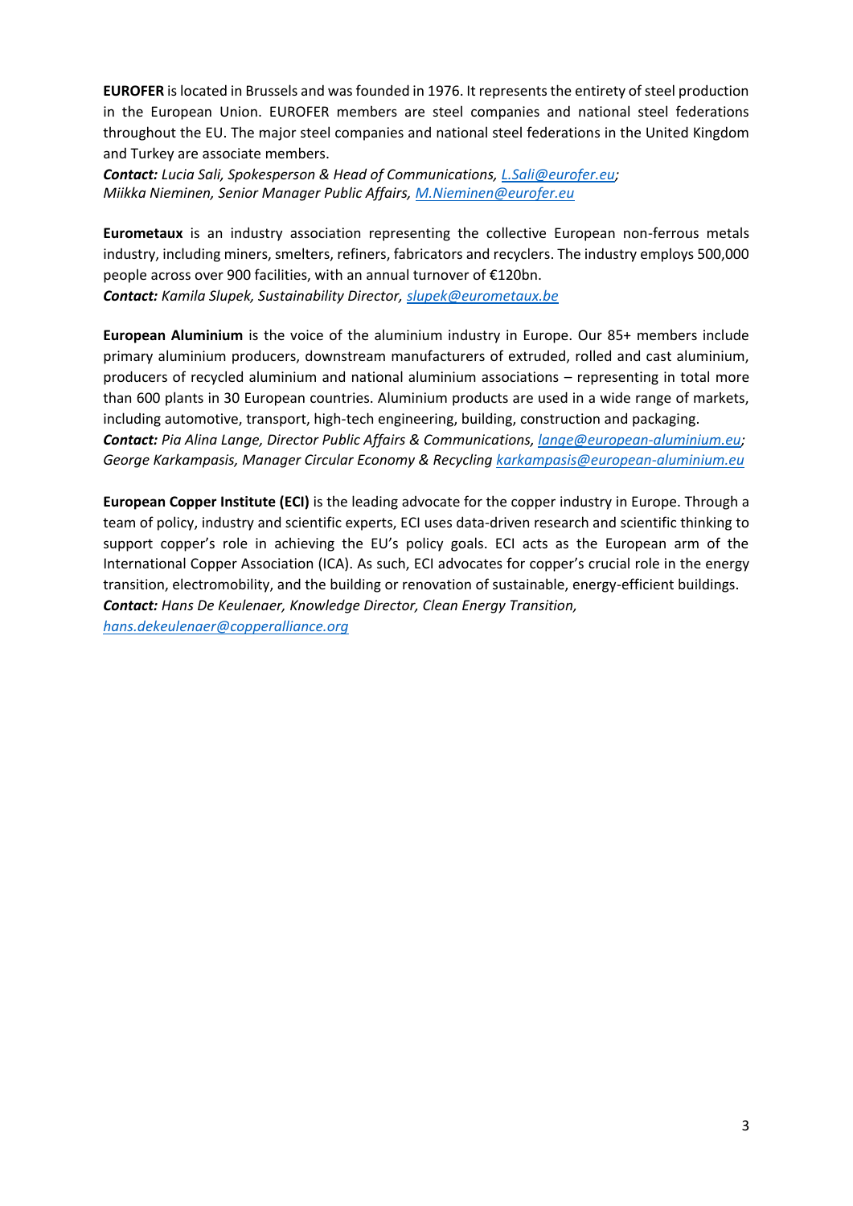**EUROFER** is located in Brussels and was founded in 1976. It represents the entirety of steel production in the European Union. EUROFER members are steel companies and national steel federations throughout the EU. The major steel companies and national steel federations in the United Kingdom and Turkey are associate members.
***Contact:*** *Lucia Sali, Spokesperson & Head of Communications, [L.Sali@eurofer.eu](mailto:L.Sali@eurofer.eu);*
*Miikka Nieminen, Senior Manager Public Affairs, [M.Nieminen@eurofer.eu](mailto:M.Nieminen@eurofer.eu)*

**Eurometaux** is an industry association representing the collective European non-ferrous metals industry, including miners, smelters, refiners, fabricators and recyclers. The industry employs 500,000 people across over 900 facilities, with an annual turnover of €120bn.
***Contact:*** *Kamila Slupek, Sustainability Director, [slupek@eurometaux.be](mailto:slupek@eurometaux.be)*

**European Aluminium** is the voice of the aluminium industry in Europe. Our 85+ members include primary aluminium producers, downstream manufacturers of extruded, rolled and cast aluminium, producers of recycled aluminium and national aluminium associations – representing in total more than 600 plants in 30 European countries. Aluminium products are used in a wide range of markets, including automotive, transport, high-tech engineering, building, construction and packaging.
***Contact:*** *Pia Alina Lange, Director Public Affairs & Communications, [lange@european-aluminium.eu](mailto:lange@european-aluminium.eu);*
*George Karkampasis, Manager Circular Economy & Recycling [karkampasis@european-aluminium.eu](mailto:karkampasis@european-aluminium.eu)*

**European Copper Institute (ECI)** is the leading advocate for the copper industry in Europe. Through a team of policy, industry and scientific experts, ECI uses data-driven research and scientific thinking to support copper's role in achieving the EU's policy goals. ECI acts as the European arm of the International Copper Association (ICA). As such, ECI advocates for copper's crucial role in the energy transition, electromobility, and the building or renovation of sustainable, energy-efficient buildings.
***Contact:*** *Hans De Keulenaer, Knowledge Director, Clean Energy Transition,*
*[hans.dekeulenaer@copperalliance.org](mailto:hans.dekeulenaer@copperalliance.org)*